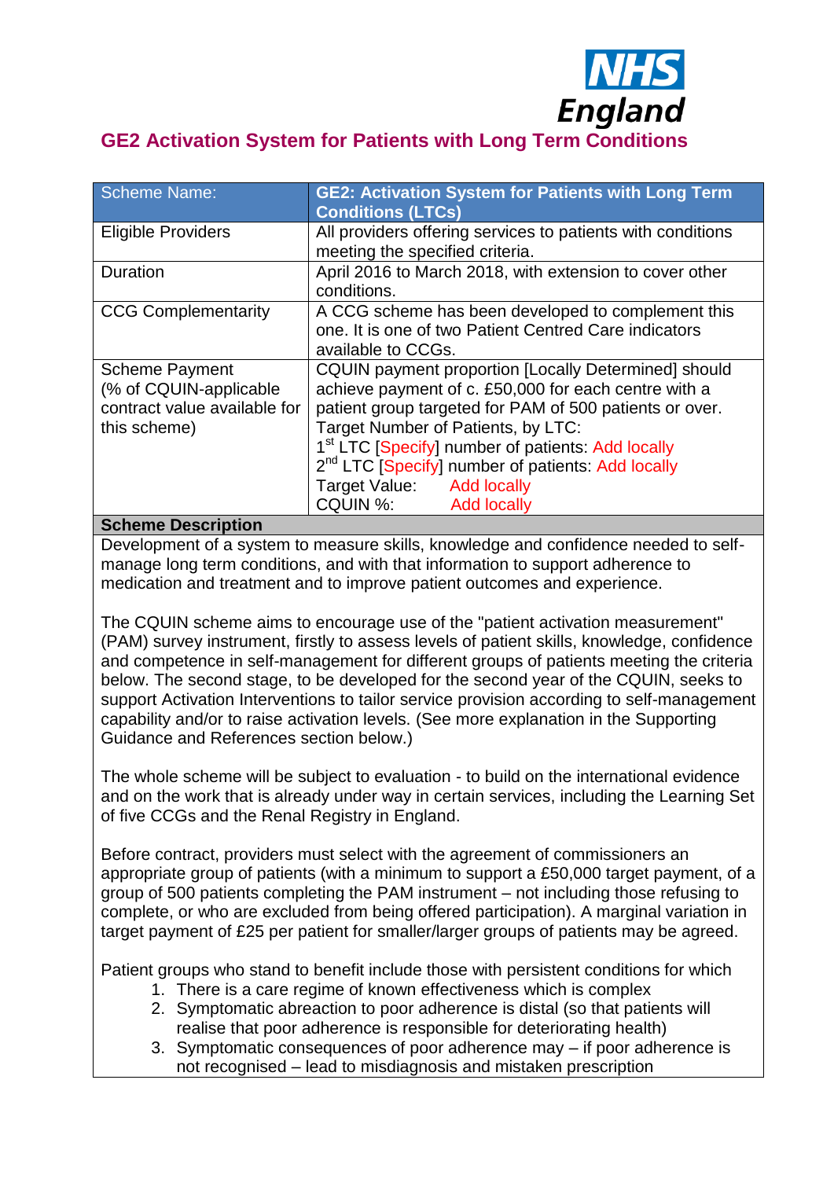# GE2 Activation System for Patients with Long Term Conditions

| Scheme Name: | **GE2: Activation System for Patients with Long Term Conditions (LTCs)** |
|---|---|
| Eligible Providers | All providers offering services to patients with conditions meeting the specified criteria. |
| Duration | April 2016 to March 2018, with extension to cover other conditions. |
| CCG Complementarity | A CCG scheme has been developed to complement this one. It is one of two Patient Centred Care indicators available to CCGs. |
| Scheme Payment (% of CQUIN-applicable contract value available for this scheme) | CQUIN payment proportion [Locally Determined] should achieve payment of c. £50,000 for each centre with a patient group targeted for PAM of 500 patients or over.<br>Target Number of Patients, by LTC:<br>1st LTC [Specify] number of patients: Add locally<br>2nd LTC [Specify] number of patients: Add locally<br>Target Value: Add locally<br>CQUIN %: Add locally |

**Scheme Description**

Development of a system to measure skills, knowledge and confidence needed to self-manage long term conditions, and with that information to support adherence to medication and treatment and to improve patient outcomes and experience.

The CQUIN scheme aims to encourage use of the "patient activation measurement" (PAM) survey instrument, firstly to assess levels of patient skills, knowledge, confidence and competence in self-management for different groups of patients meeting the criteria below. The second stage, to be developed for the second year of the CQUIN, seeks to support Activation Interventions to tailor service provision according to self-management capability and/or to raise activation levels. (See more explanation in the Supporting Guidance and References section below.)

The whole scheme will be subject to evaluation - to build on the international evidence and on the work that is already under way in certain services, including the Learning Set of five CCGs and the Renal Registry in England.

Before contract, providers must select with the agreement of commissioners an appropriate group of patients (with a minimum to support a £50,000 target payment, of a group of 500 patients completing the PAM instrument – not including those refusing to complete, or who are excluded from being offered participation). A marginal variation in target payment of £25 per patient for smaller/larger groups of patients may be agreed.

Patient groups who stand to benefit include those with persistent conditions for which

1. There is a care regime of known effectiveness which is complex
2. Symptomatic abreaction to poor adherence is distal (so that patients will realise that poor adherence is responsible for deteriorating health)
3. Symptomatic consequences of poor adherence may – if poor adherence is not recognised – lead to misdiagnosis and mistaken prescription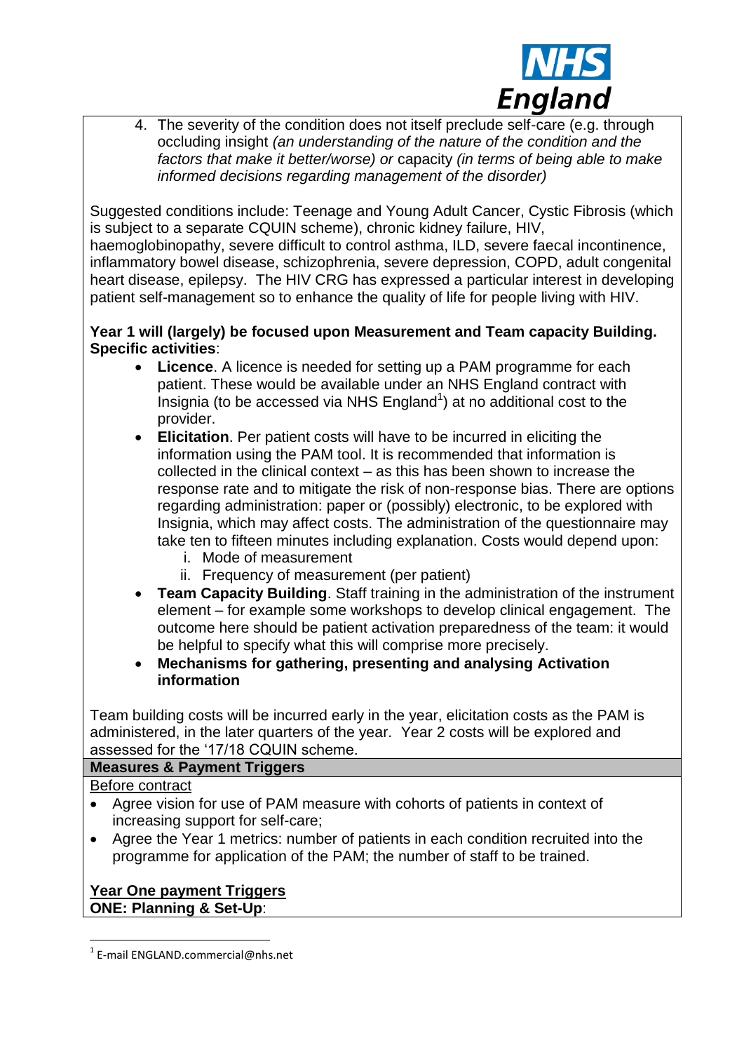4. The severity of the condition does not itself preclude self-care (e.g. through occluding insight *(an understanding of the nature of the condition and the factors that make it better/worse)* or capacity *(in terms of being able to make informed decisions regarding management of the disorder)*

Suggested conditions include: Teenage and Young Adult Cancer, Cystic Fibrosis (which is subject to a separate CQUIN scheme), chronic kidney failure, HIV, haemoglobinopathy, severe difficult to control asthma, ILD, severe faecal incontinence, inflammatory bowel disease, schizophrenia, severe depression, COPD, adult congenital heart disease, epilepsy. The HIV CRG has expressed a particular interest in developing patient self-management so to enhance the quality of life for people living with HIV.

**Year 1 will (largely) be focused upon Measurement and Team capacity Building. Specific activities**:

- **Licence**. A licence is needed for setting up a PAM programme for each patient. These would be available under an NHS England contract with Insignia (to be accessed via NHS England[1]) at no additional cost to the provider.
- **Elicitation**. Per patient costs will have to be incurred in eliciting the information using the PAM tool. It is recommended that information is collected in the clinical context – as this has been shown to increase the response rate and to mitigate the risk of non-response bias. There are options regarding administration: paper or (possibly) electronic, to be explored with Insignia, which may affect costs. The administration of the questionnaire may take ten to fifteen minutes including explanation. Costs would depend upon:
  - i. Mode of measurement
  - ii. Frequency of measurement (per patient)
- **Team Capacity Building**. Staff training in the administration of the instrument element – for example some workshops to develop clinical engagement. The outcome here should be patient activation preparedness of the team: it would be helpful to specify what this will comprise more precisely.
- **Mechanisms for gathering, presenting and analysing Activation information**

Team building costs will be incurred early in the year, elicitation costs as the PAM is administered, in the later quarters of the year. Year 2 costs will be explored and assessed for the '17/18 CQUIN scheme.

**Measures & Payment Triggers**

Before contract

- Agree vision for use of PAM measure with cohorts of patients in context of increasing support for self-care;
- Agree the Year 1 metrics: number of patients in each condition recruited into the programme for application of the PAM; the number of staff to be trained.

**Year One payment Triggers**

**ONE: Planning & Set-Up**:

[1] E-mail ENGLAND.commercial@nhs.net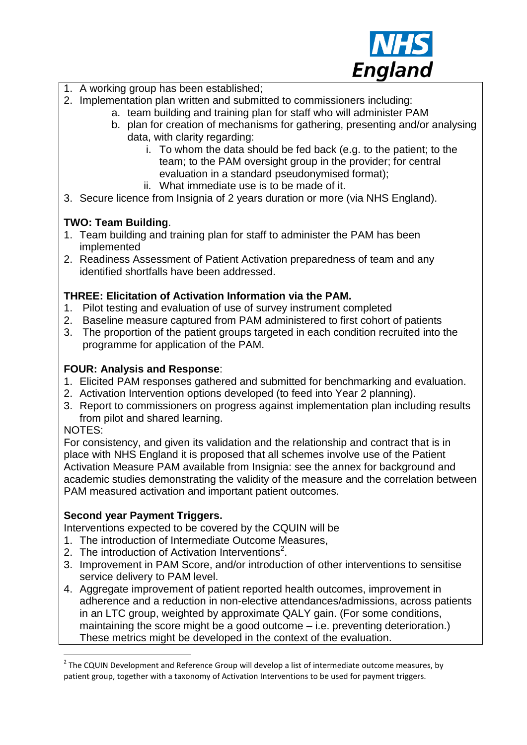1. A working group has been established;
2. Implementation plan written and submitted to commissioners including:
    a. team building and training plan for staff who will administer PAM
    b. plan for creation of mechanisms for gathering, presenting and/or analysing data, with clarity regarding:
        i. To whom the data should be fed back (e.g. to the patient; to the team; to the PAM oversight group in the provider; for central evaluation in a standard pseudonymised format);
        ii. What immediate use is to be made of it.
3. Secure licence from Insignia of 2 years duration or more (via NHS England).

**TWO: Team Building**.

1. Team building and training plan for staff to administer the PAM has been implemented
2. Readiness Assessment of Patient Activation preparedness of team and any identified shortfalls have been addressed.

**THREE: Elicitation of Activation Information via the PAM.**

1. Pilot testing and evaluation of use of survey instrument completed
2. Baseline measure captured from PAM administered to first cohort of patients
3. The proportion of the patient groups targeted in each condition recruited into the programme for application of the PAM.

**FOUR: Analysis and Response**:

1. Elicited PAM responses gathered and submitted for benchmarking and evaluation.
2. Activation Intervention options developed (to feed into Year 2 planning).
3. Report to commissioners on progress against implementation plan including results from pilot and shared learning.

NOTES:
For consistency, and given its validation and the relationship and contract that is in place with NHS England it is proposed that all schemes involve use of the Patient Activation Measure PAM available from Insignia: see the annex for background and academic studies demonstrating the validity of the measure and the correlation between PAM measured activation and important patient outcomes.

**Second year Payment Triggers.**

Interventions expected to be covered by the CQUIN will be

1. The introduction of Intermediate Outcome Measures,
2. The introduction of Activation Interventions[2].
3. Improvement in PAM Score, and/or introduction of other interventions to sensitise service delivery to PAM level.
4. Aggregate improvement of patient reported health outcomes, improvement in adherence and a reduction in non-elective attendances/admissions, across patients in an LTC group, weighted by approximate QALY gain. (For some conditions, maintaining the score might be a good outcome – i.e. preventing deterioration.) These metrics might be developed in the context of the evaluation.

[2] The CQUIN Development and Reference Group will develop a list of intermediate outcome measures, by patient group, together with a taxonomy of Activation Interventions to be used for payment triggers.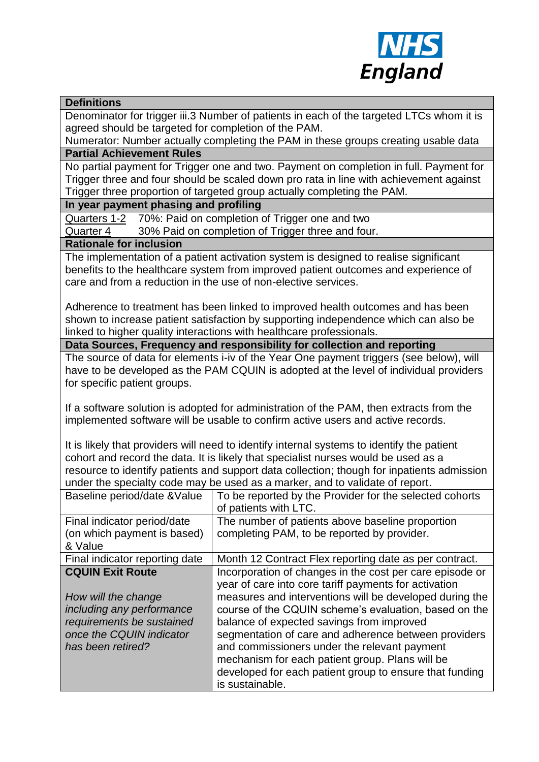| **Definitions** | |
|---|---|
| Denominator for trigger iii.3 Number of patients in each of the targeted LTCs whom it is agreed should be targeted for completion of the PAM.<br>Numerator: Number actually completing the PAM in these groups creating usable data | |
| **Partial Achievement Rules** | |
| No partial payment for Trigger one and two. Payment on completion in full. Payment for Trigger three and four should be scaled down pro rata in line with achievement against Trigger three proportion of targeted group actually completing the PAM. | |
| **In year payment phasing and profiling** | |
| Quarters 1-2 70%: Paid on completion of Trigger one and two<br>Quarter 4 30% Paid on completion of Trigger three and four. | |
| **Rationale for inclusion** | |
| The implementation of a patient activation system is designed to realise significant benefits to the healthcare system from improved patient outcomes and experience of care and from a reduction in the use of non-elective services.<br><br>Adherence to treatment has been linked to improved health outcomes and has been shown to increase patient satisfaction by supporting independence which can also be linked to higher quality interactions with healthcare professionals. | |
| **Data Sources, Frequency and responsibility for collection and reporting** | |
| The source of data for elements i-iv of the Year One payment triggers (see below), will have to be developed as the PAM CQUIN is adopted at the level of individual providers for specific patient groups.<br><br>If a software solution is adopted for administration of the PAM, then extracts from the implemented software will be usable to confirm active users and active records.<br><br>It is likely that providers will need to identify internal systems to identify the patient cohort and record the data. It is likely that specialist nurses would be used as a resource to identify patients and support data collection; though for inpatients admission under the specialty code may be used as a marker, and to validate of report. | |
| Baseline period/date &Value | To be reported by the Provider for the selected cohorts of patients with LTC. |
| Final indicator period/date (on which payment is based) & Value | The number of patients above baseline proportion completing PAM, to be reported by provider. |
| Final indicator reporting date | Month 12 Contract Flex reporting date as per contract. |
| **CQUIN Exit Route**<br><br>*How will the change including any performance requirements be sustained once the CQUIN indicator has been retired?* | Incorporation of changes in the cost per care episode or year of care into core tariff payments for activation measures and interventions will be developed during the course of the CQUIN scheme's evaluation, based on the balance of expected savings from improved segmentation of care and adherence between providers and commissioners under the relevant payment mechanism for each patient group. Plans will be developed for each patient group to ensure that funding is sustainable. |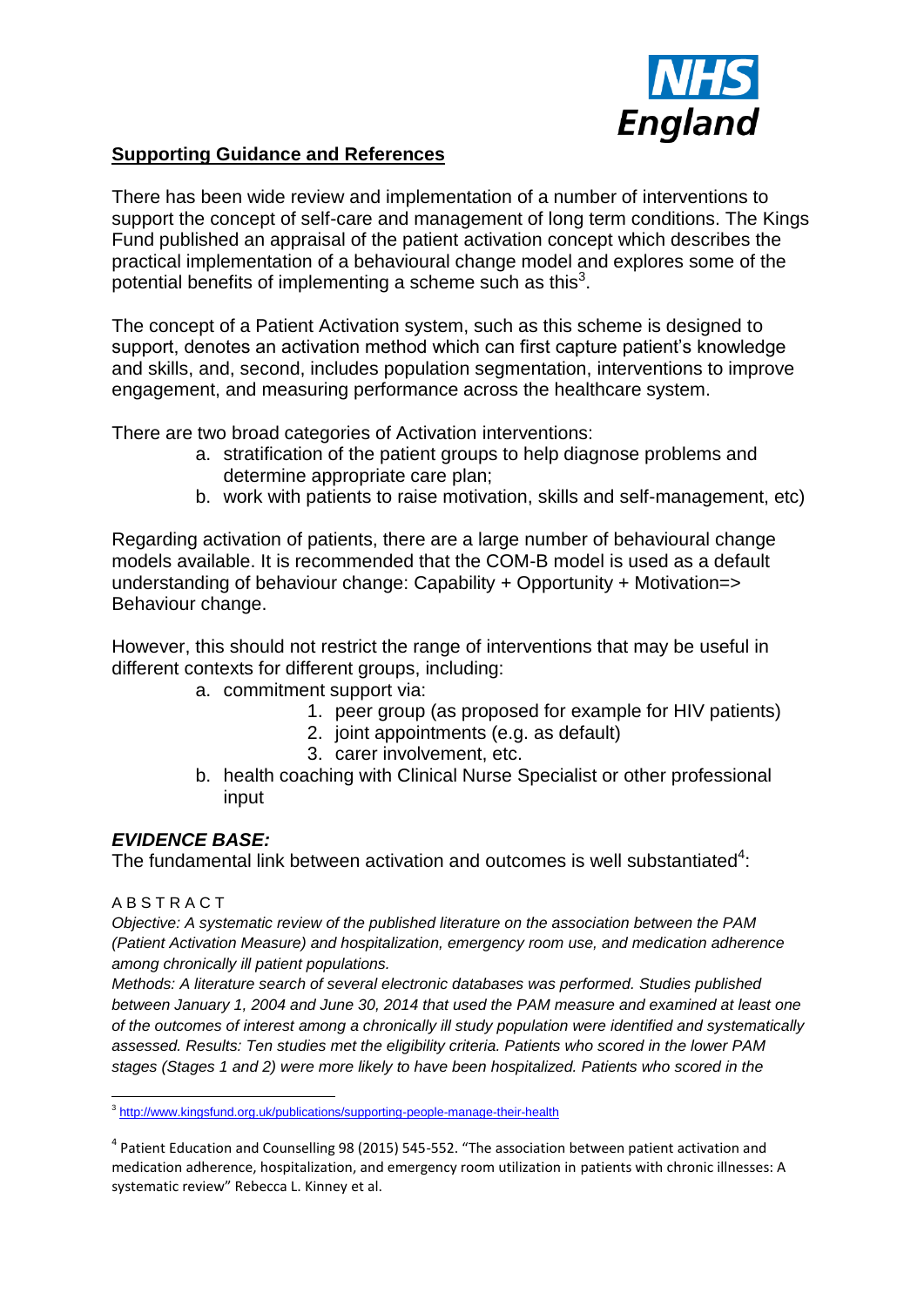## Supporting Guidance and References

There has been wide review and implementation of a number of interventions to support the concept of self-care and management of long term conditions. The Kings Fund published an appraisal of the patient activation concept which describes the practical implementation of a behavioural change model and explores some of the potential benefits of implementing a scheme such as this[3].

The concept of a Patient Activation system, such as this scheme is designed to support, denotes an activation method which can first capture patient's knowledge and skills, and, second, includes population segmentation, interventions to improve engagement, and measuring performance across the healthcare system.

There are two broad categories of Activation interventions:

a. stratification of the patient groups to help diagnose problems and determine appropriate care plan;
b. work with patients to raise motivation, skills and self-management, etc)

Regarding activation of patients, there are a large number of behavioural change models available. It is recommended that the COM-B model is used as a default understanding of behaviour change: Capability + Opportunity + Motivation=> Behaviour change.

However, this should not restrict the range of interventions that may be useful in different contexts for different groups, including:

a. commitment support via:
    1. peer group (as proposed for example for HIV patients)
    2. joint appointments (e.g. as default)
    3. carer involvement, etc.
b. health coaching with Clinical Nurse Specialist or other professional input

### *EVIDENCE BASE:*

The fundamental link between activation and outcomes is well substantiated[4]:

A B S T R A C T

*Objective: A systematic review of the published literature on the association between the PAM (Patient Activation Measure) and hospitalization, emergency room use, and medication adherence among chronically ill patient populations.*

*Methods: A literature search of several electronic databases was performed. Studies published between January 1, 2004 and June 30, 2014 that used the PAM measure and examined at least one of the outcomes of interest among a chronically ill study population were identified and systematically assessed. Results: Ten studies met the eligibility criteria. Patients who scored in the lower PAM stages (Stages 1 and 2) were more likely to have been hospitalized. Patients who scored in the*

---

[3] http://www.kingsfund.org.uk/publications/supporting-people-manage-their-health

[4] Patient Education and Counselling 98 (2015) 545-552. "The association between patient activation and medication adherence, hospitalization, and emergency room utilization in patients with chronic illnesses: A systematic review" Rebecca L. Kinney et al.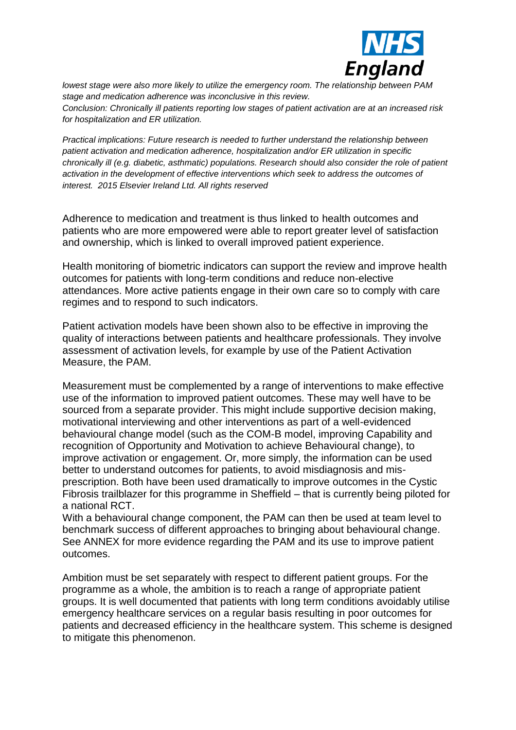*lowest stage were also more likely to utilize the emergency room. The relationship between PAM stage and medication adherence was inconclusive in this review.*

*Conclusion: Chronically ill patients reporting low stages of patient activation are at an increased risk for hospitalization and ER utilization.*

*Practical implications: Future research is needed to further understand the relationship between patient activation and medication adherence, hospitalization and/or ER utilization in specific chronically ill (e.g. diabetic, asthmatic) populations. Research should also consider the role of patient activation in the development of effective interventions which seek to address the outcomes of interest. 2015 Elsevier Ireland Ltd. All rights reserved*

Adherence to medication and treatment is thus linked to health outcomes and patients who are more empowered were able to report greater level of satisfaction and ownership, which is linked to overall improved patient experience.

Health monitoring of biometric indicators can support the review and improve health outcomes for patients with long-term conditions and reduce non-elective attendances. More active patients engage in their own care so to comply with care regimes and to respond to such indicators.

Patient activation models have been shown also to be effective in improving the quality of interactions between patients and healthcare professionals. They involve assessment of activation levels, for example by use of the Patient Activation Measure, the PAM.

Measurement must be complemented by a range of interventions to make effective use of the information to improved patient outcomes. These may well have to be sourced from a separate provider. This might include supportive decision making, motivational interviewing and other interventions as part of a well-evidenced behavioural change model (such as the COM-B model, improving Capability and recognition of Opportunity and Motivation to achieve Behavioural change), to improve activation or engagement. Or, more simply, the information can be used better to understand outcomes for patients, to avoid misdiagnosis and mis-prescription. Both have been used dramatically to improve outcomes in the Cystic Fibrosis trailblazer for this programme in Sheffield – that is currently being piloted for a national RCT.

With a behavioural change component, the PAM can then be used at team level to benchmark success of different approaches to bringing about behavioural change. See ANNEX for more evidence regarding the PAM and its use to improve patient outcomes.

Ambition must be set separately with respect to different patient groups. For the programme as a whole, the ambition is to reach a range of appropriate patient groups. It is well documented that patients with long term conditions avoidably utilise emergency healthcare services on a regular basis resulting in poor outcomes for patients and decreased efficiency in the healthcare system. This scheme is designed to mitigate this phenomenon.